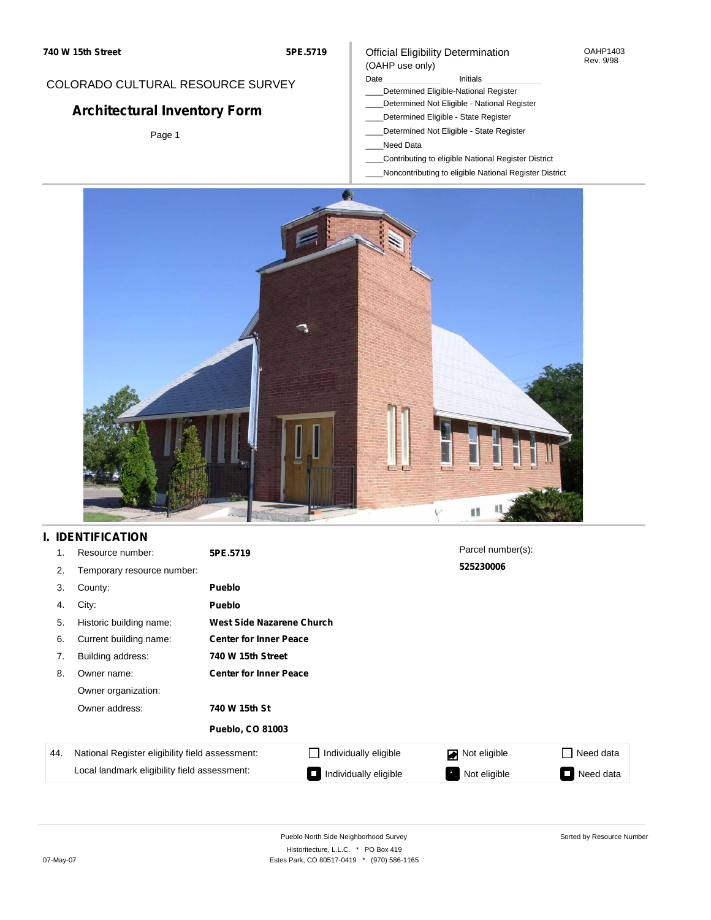740 W 15th Street — 5PE.5719

COLORADO CULTURAL RESOURCE SURVEY

# Architectural Inventory Form

Official Eligibility Determination
(OAHP use only)

OAHP1403
Rev. 9/98

Date ____________ Initials ____________

____Determined Eligible-National Register
____Determined Not Eligible - National Register
____Determined Eligible - State Register
____Determined Not Eligible - State Register
____Need Data
____Contributing to eligible National Register District
____Noncontributing to eligible National Register District

## I. IDENTIFICATION

| | | |
|---|---|---|
| 1. | Resource number: | **5PE.5719** |
| 2. | Temporary resource number: | |
| 3. | County: | **Pueblo** |
| 4. | City: | **Pueblo** |
| 5. | Historic building name: | **West Side Nazarene Church** |
| 6. | Current building name: | **Center for Inner Peace** |
| 7. | Building address: | **740 W 15th Street** |
| 8. | Owner name: | **Center for Inner Peace** |
| | Owner organization: | |
| | Owner address: | **740 W 15th St** |
| | | **Pueblo, CO 81003** |

Parcel number(s):
**525230006**

| 44. | | | | |
|---|---|---|---|---|
| National Register eligibility field assessment: | ☐ Individually eligible | ☑ Not eligible | ☐ Need data |
| Local landmark eligibility field assessment: | ☐ Individually eligible | ☐ Not eligible | ☐ Need data |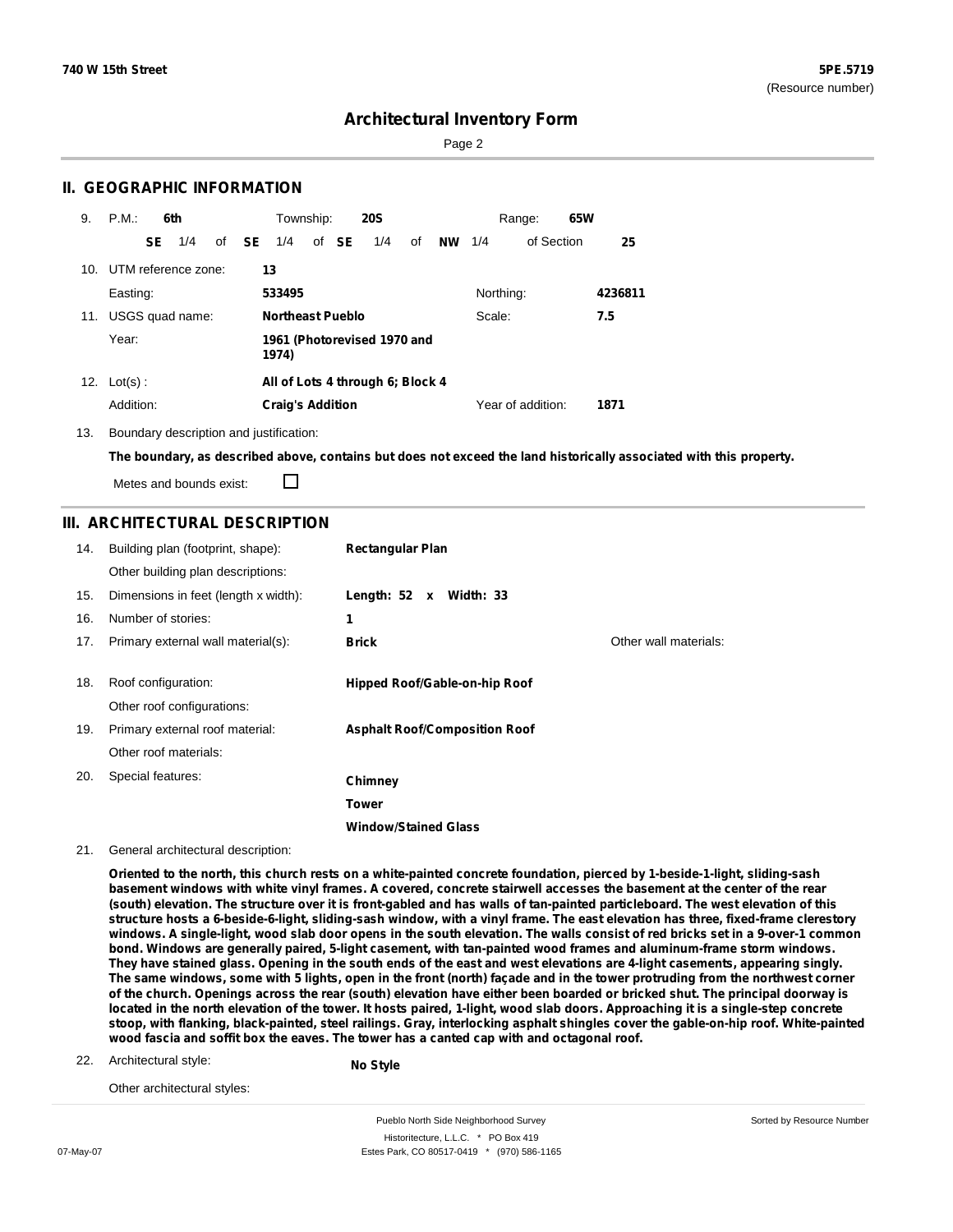# Architectural Inventory Form

## II. GEOGRAPHIC INFORMATION

9. P.M.: **6th** Township: **20S** Range: **65W**

**SE** 1/4 of **SE** 1/4 of **SE** 1/4 of **NW** 1/4 of Section **25**

10. UTM reference zone: **13**

Easting: **533495** Northing: **4236811**

11. USGS quad name: **Northeast Pueblo** Scale: **7.5**

Year: **1961 (Photorevised 1970 and 1974)**

12. Lot(s) : **All of Lots 4 through 6; Block 4**

Addition: **Craig's Addition** Year of addition: **1871**

13. Boundary description and justification:

**The boundary, as described above, contains but does not exceed the land historically associated with this property.**

Metes and bounds exist: ☐

## III. ARCHITECTURAL DESCRIPTION

14. Building plan (footprint, shape): **Rectangular Plan**

Other building plan descriptions:

15. Dimensions in feet (length x width): **Length: 52 x Width: 33**

16. Number of stories: **1**

17. Primary external wall material(s): **Brick** Other wall materials:

18. Roof configuration: **Hipped Roof/Gable-on-hip Roof**

Other roof configurations:

19. Primary external roof material: **Asphalt Roof/Composition Roof**

Other roof materials:

20. Special features: **Chimney**

**Tower**

**Window/Stained Glass**

21. General architectural description:

**Oriented to the north, this church rests on a white-painted concrete foundation, pierced by 1-beside-1-light, sliding-sash basement windows with white vinyl frames. A covered, concrete stairwell accesses the basement at the center of the rear (south) elevation. The structure over it is front-gabled and has walls of tan-painted particleboard. The west elevation of this structure hosts a 6-beside-6-light, sliding-sash window, with a vinyl frame. The east elevation has three, fixed-frame clerestory windows. A single-light, wood slab door opens in the south elevation. The walls consist of red bricks set in a 9-over-1 common bond. Windows are generally paired, 5-light casement, with tan-painted wood frames and aluminum-frame storm windows. They have stained glass. Opening in the south ends of the east and west elevations are 4-light casements, appearing singly. The same windows, some with 5 lights, open in the front (north) façade and in the tower protruding from the northwest corner of the church. Openings across the rear (south) elevation have either been boarded or bricked shut. The principal doorway is located in the north elevation of the tower. It hosts paired, 1-light, wood slab doors. Approaching it is a single-step concrete stoop, with flanking, black-painted, steel railings. Gray, interlocking asphalt shingles cover the gable-on-hip roof. White-painted wood fascia and soffit box the eaves. The tower has a canted cap with and octagonal roof.**

22. Architectural style: **No Style**

Other architectural styles: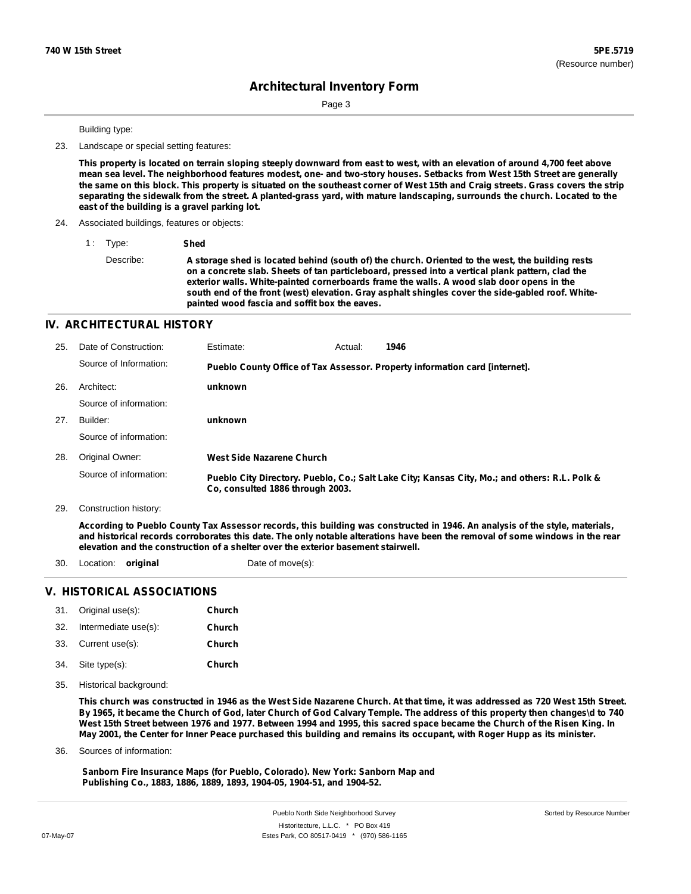# Architectural Inventory Form

Building type:

23. Landscape or special setting features:

**This property is located on terrain sloping steeply downward from east to west, with an elevation of around 4,700 feet above mean sea level. The neighborhood features modest, one- and two-story houses. Setbacks from West 15th Street are generally the same on this block. This property is situated on the southeast corner of West 15th and Craig streets. Grass covers the strip separating the sidewalk from the street. A planted-grass yard, with mature landscaping, surrounds the church. Located to the east of the building is a gravel parking lot.**

24. Associated buildings, features or objects:

1 : Type: **Shed**

Describe: **A storage shed is located behind (south of) the church. Oriented to the west, the building rests on a concrete slab. Sheets of tan particleboard, pressed into a vertical plank pattern, clad the exterior walls. White-painted cornerboards frame the walls. A wood slab door opens in the south end of the front (west) elevation. Gray asphalt shingles cover the side-gabled roof. White-painted wood fascia and soffit box the eaves.**

## IV. ARCHITECTURAL HISTORY

25. Date of Construction: Estimate: Actual: **1946**

Source of Information: **Pueblo County Office of Tax Assessor. Property information card [internet].**

26. Architect: **unknown**

Source of information:

27. Builder: **unknown**

Source of information:

28. Original Owner: **West Side Nazarene Church**

Source of information: **Pueblo City Directory. Pueblo, Co.; Salt Lake City; Kansas City, Mo.; and others: R.L. Polk & Co, consulted 1886 through 2003.**

29. Construction history:

**According to Pueblo County Tax Assessor records, this building was constructed in 1946. An analysis of the style, materials, and historical records corroborates this date. The only notable alterations have been the removal of some windows in the rear elevation and the construction of a shelter over the exterior basement stairwell.**

30. Location: **original** Date of move(s):

## V. HISTORICAL ASSOCIATIONS

31. Original use(s): **Church**
32. Intermediate use(s): **Church**
33. Current use(s): **Church**
34. Site type(s): **Church**

35. Historical background:

**This church was constructed in 1946 as the West Side Nazarene Church. At that time, it was addressed as 720 West 15th Street. By 1965, it became the Church of God, later Church of God Calvary Temple. The address of this property then changes\d to 740 West 15th Street between 1976 and 1977. Between 1994 and 1995, this sacred space became the Church of the Risen King. In May 2001, the Center for Inner Peace purchased this building and remains its occupant, with Roger Hupp as its minister.**

36. Sources of information:

**Sanborn Fire Insurance Maps (for Pueblo, Colorado). New York: Sanborn Map and Publishing Co., 1883, 1886, 1889, 1893, 1904-05, 1904-51, and 1904-52.**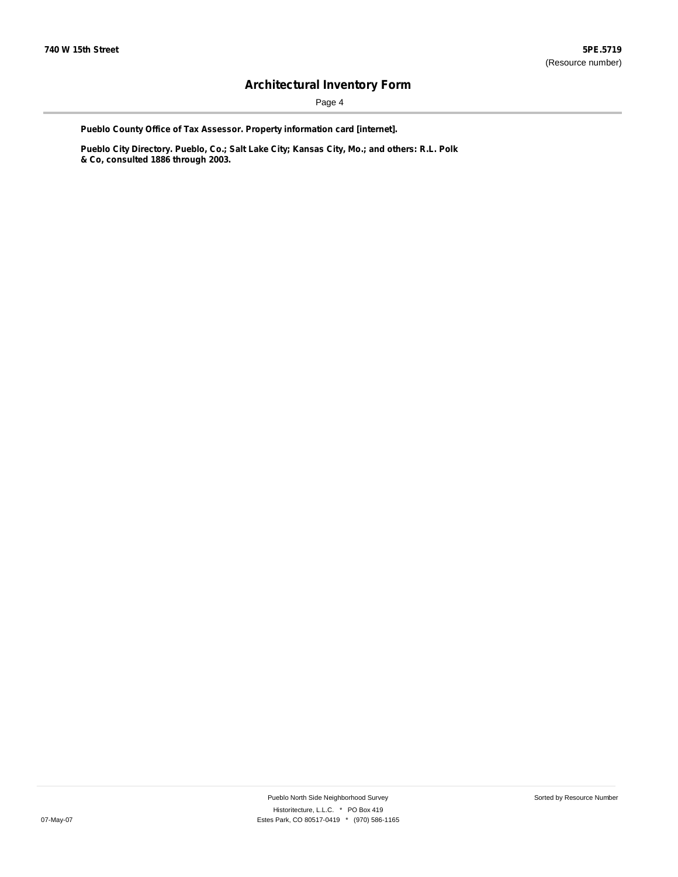**Pueblo County Office of Tax Assessor. Property information card [internet].**

**Pueblo City Directory. Pueblo, Co.; Salt Lake City; Kansas City, Mo.; and others: R.L. Polk & Co, consulted 1886 through 2003.**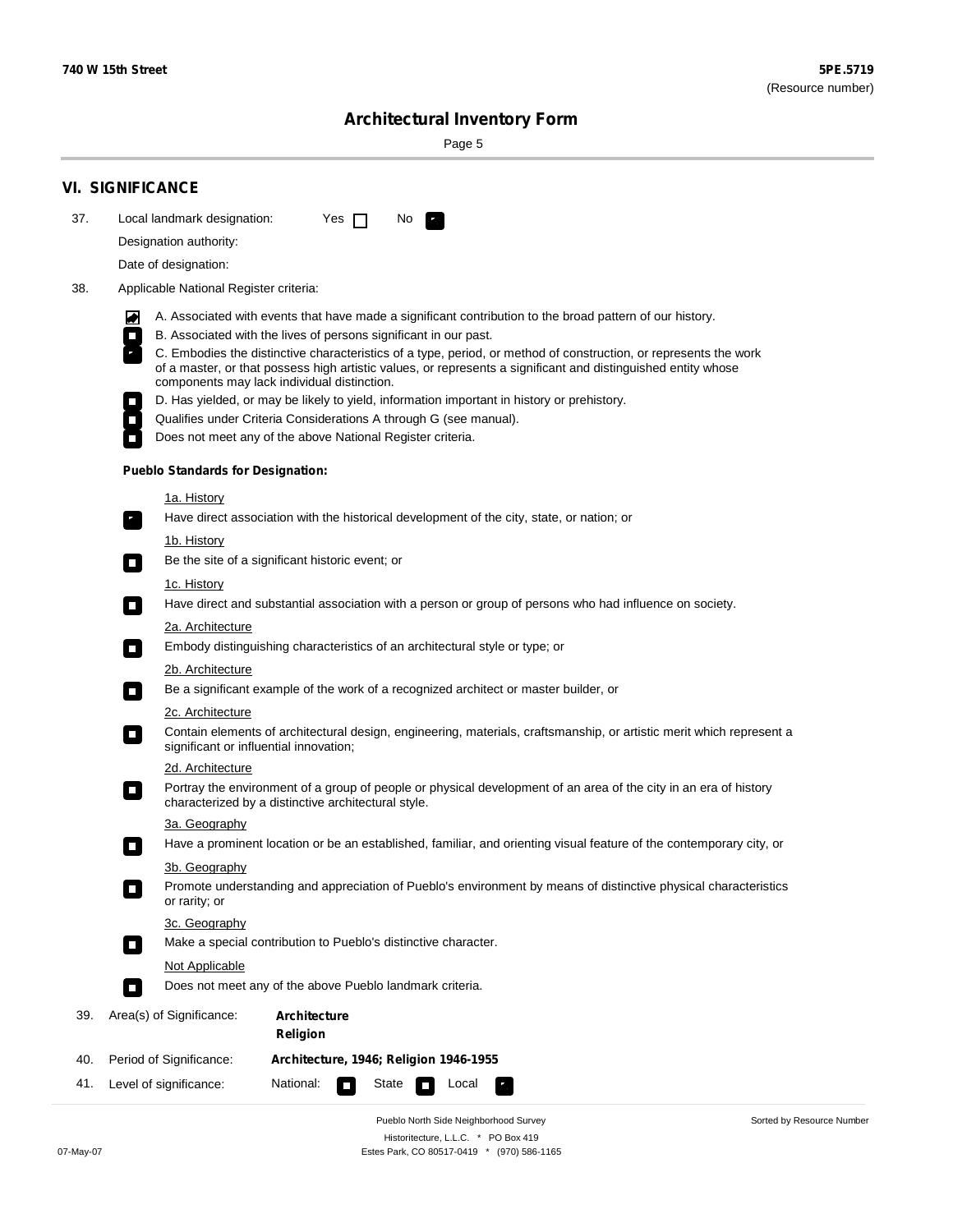740 W 15th Street

**5PE.5719**
(Resource number)

# Architectural Inventory Form

## VI. SIGNIFICANCE

37. Local landmark designation: Yes ☐ No ☑

Designation authority:

Date of designation:

38. Applicable National Register criteria:

☑ A. Associated with events that have made a significant contribution to the broad pattern of our history.
☐ B. Associated with the lives of persons significant in our past.
☑ C. Embodies the distinctive characteristics of a type, period, or method of construction, or represents the work of a master, or that possess high artistic values, or represents a significant and distinguished entity whose components may lack individual distinction.
☐ D. Has yielded, or may be likely to yield, information important in history or prehistory.
☐ Qualifies under Criteria Considerations A through G (see manual).
☐ Does not meet any of the above National Register criteria.

**Pueblo Standards for Designation:**

1a. History
☑ Have direct association with the historical development of the city, state, or nation; or

1b. History
☐ Be the site of a significant historic event; or

1c. History
☐ Have direct and substantial association with a person or group of persons who had influence on society.

2a. Architecture
☐ Embody distinguishing characteristics of an architectural style or type; or

2b. Architecture
☐ Be a significant example of the work of a recognized architect or master builder, or

2c. Architecture
☐ Contain elements of architectural design, engineering, materials, craftsmanship, or artistic merit which represent a significant or influential innovation;

2d. Architecture
☐ Portray the environment of a group of people or physical development of an area of the city in an era of history characterized by a distinctive architectural style.

3a. Geography
☐ Have a prominent location or be an established, familiar, and orienting visual feature of the contemporary city, or

3b. Geography
☐ Promote understanding and appreciation of Pueblo's environment by means of distinctive physical characteristics or rarity; or

3c. Geography
☐ Make a special contribution to Pueblo's distinctive character.

Not Applicable
☐ Does not meet any of the above Pueblo landmark criteria.

39. Area(s) of Significance: **Architecture**
**Religion**

40. Period of Significance: **Architecture, 1946; Religion 1946-1955**

41. Level of significance: National: ☐ State ☐ Local ☑

Pueblo North Side Neighborhood Survey
Historitecture, L.L.C. * PO Box 419
Estes Park, CO 80517-0419 * (970) 586-1165

07-May-07

Sorted by Resource Number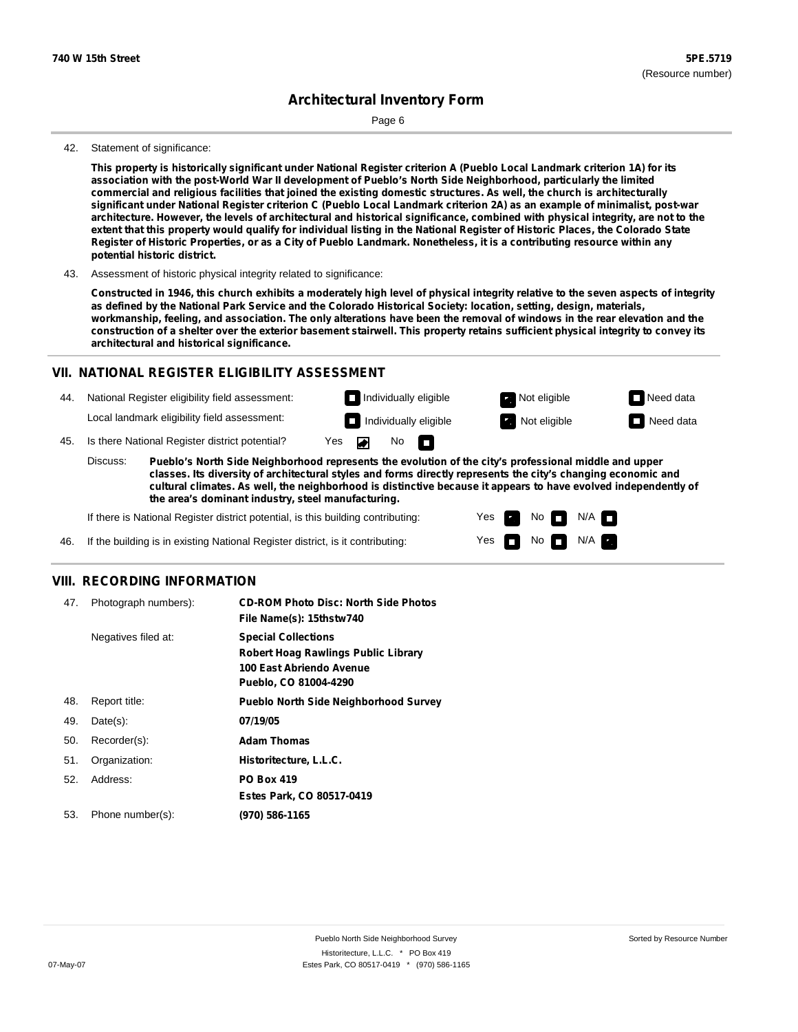42. Statement of significance:

**This property is historically significant under National Register criterion A (Pueblo Local Landmark criterion 1A) for its association with the post-World War II development of Pueblo's North Side Neighborhood, particularly the limited commercial and religious facilities that joined the existing domestic structures. As well, the church is architecturally significant under National Register criterion C (Pueblo Local Landmark criterion 2A) as an example of minimalist, post-war architecture. However, the levels of architectural and historical significance, combined with physical integrity, are not to the extent that this property would qualify for individual listing in the National Register of Historic Places, the Colorado State Register of Historic Properties, or as a City of Pueblo Landmark. Nonetheless, it is a contributing resource within any potential historic district.**

43. Assessment of historic physical integrity related to significance:

**Constructed in 1946, this church exhibits a moderately high level of physical integrity relative to the seven aspects of integrity as defined by the National Park Service and the Colorado Historical Society: location, setting, design, materials, workmanship, feeling, and association. The only alterations have been the removal of windows in the rear elevation and the construction of a shelter over the exterior basement stairwell. This property retains sufficient physical integrity to convey its architectural and historical significance.**

## VII. NATIONAL REGISTER ELIGIBILITY ASSESSMENT

44. National Register eligibility field assessment: ☐ Individually eligible ☑ Not eligible ☐ Need data

Local landmark eligibility field assessment: ☐ Individually eligible ☑ Not eligible ☐ Need data

45. Is there National Register district potential? Yes ☑ No ☐

Discuss: **Pueblo's North Side Neighborhood represents the evolution of the city's professional middle and upper classes. Its diversity of architectural styles and forms directly represents the city's changing economic and cultural climates. As well, the neighborhood is distinctive because it appears to have evolved independently of the area's dominant industry, steel manufacturing.**

If there is National Register district potential, is this building contributing: Yes ☑ No ☐ N/A ☐

46. If the building is in existing National Register district, is it contributing: Yes ☐ No ☐ N/A ☑

## VIII. RECORDING INFORMATION

47. Photograph numbers): **CD-ROM Photo Disc: North Side Photos**
**File Name(s): 15thstw740**

Negatives filed at: **Special Collections**
**Robert Hoag Rawlings Public Library**
**100 East Abriendo Avenue**
**Pueblo, CO 81004-4290**

48. Report title: **Pueblo North Side Neighborhood Survey**

49. Date(s): **07/19/05**

50. Recorder(s): **Adam Thomas**

51. Organization: **Historitecture, L.L.C.**

52. Address: **PO Box 419**
**Estes Park, CO 80517-0419**

53. Phone number(s): **(970) 586-1165**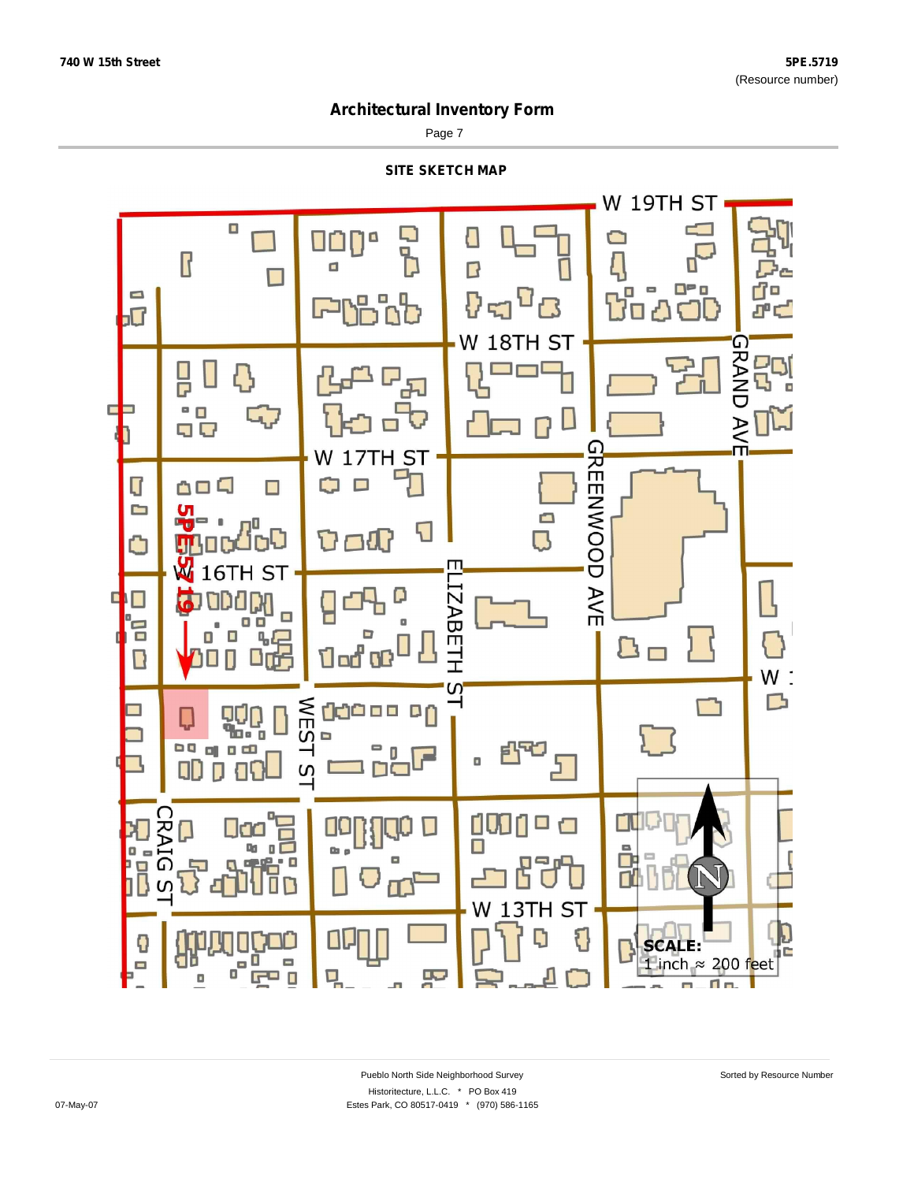# Architectural Inventory Form

## SITE SKETCH MAP

W 19TH ST

W 18TH ST

W 17TH ST

W 16TH ST

W 1

GRAND AVE

GREENWOOD AVE

ELIZABETH ST

WEST ST

CRAIG ST

W 13TH ST

5PE.5719

N

**SCALE:**
1 inch ≈ 200 feet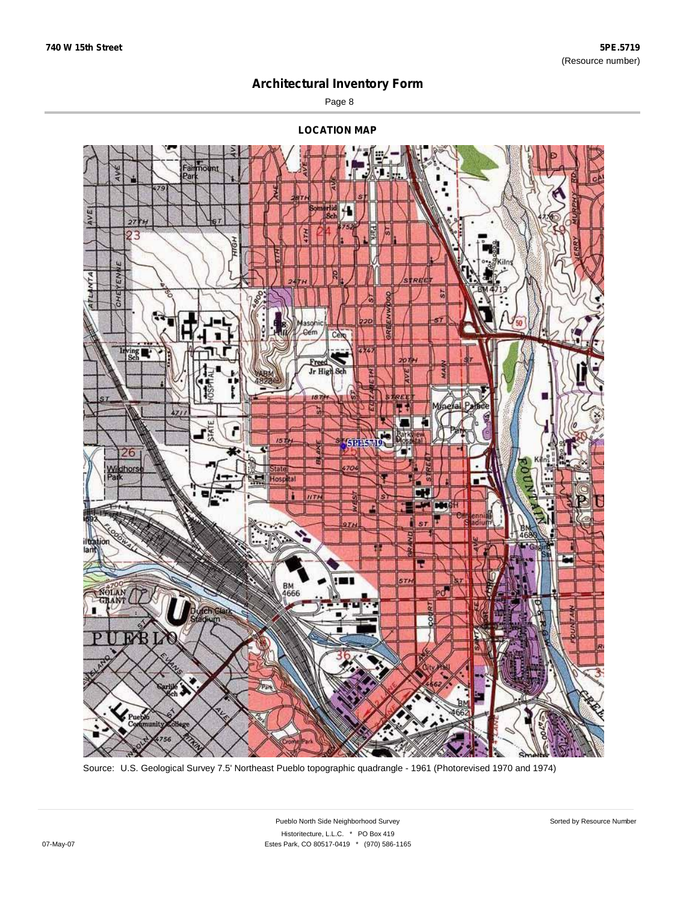# Architectural Inventory Form

## LOCATION MAP

Source: U.S. Geological Survey 7.5' Northeast Pueblo topographic quadrangle - 1961 (Photorevised 1970 and 1974)